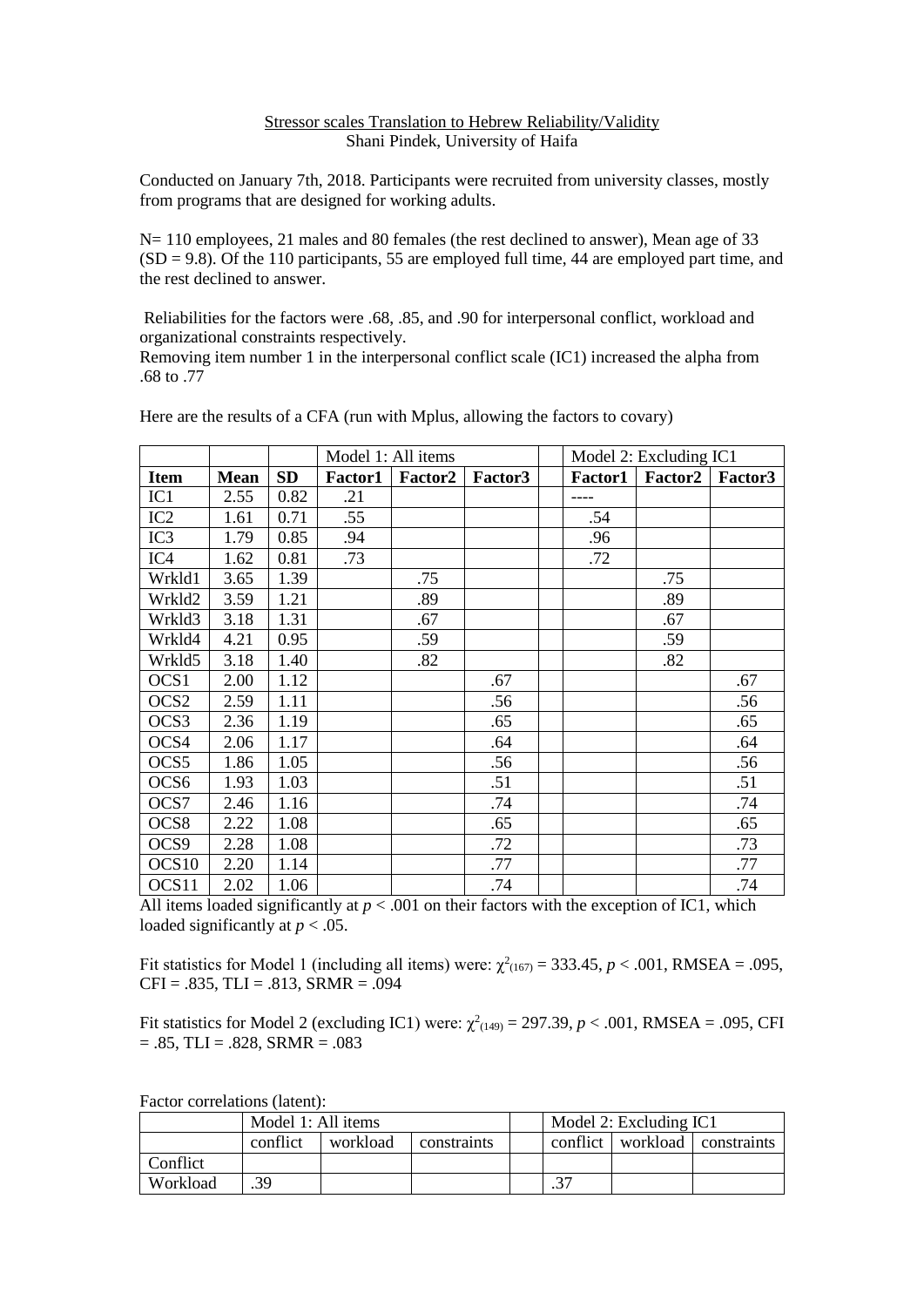Stressor scales Translation to Hebrew Reliability/Validity
Shani Pindek, University of Haifa

Conducted on January 7th, 2018. Participants were recruited from university classes, mostly from programs that are designed for working adults.

N= 110 employees, 21 males and 80 females (the rest declined to answer), Mean age of 33 (SD = 9.8). Of the 110 participants, 55 are employed full time, 44 are employed part time, and the rest declined to answer.

Reliabilities for the factors were .68, .85, and .90 for interpersonal conflict, workload and organizational constraints respectively.
Removing item number 1 in the interpersonal conflict scale (IC1) increased the alpha from .68 to .77

Here are the results of a CFA (run with Mplus, allowing the factors to covary)

| | | | Model 1: All items | | | | Model 2: Excluding IC1 | | |
|---|---|---|---|---|---|---|---|---|---|
| **Item** | **Mean** | **SD** | **Factor1** | **Factor2** | **Factor3** | | **Factor1** | **Factor2** | **Factor3** |
| IC1 | 2.55 | 0.82 | .21 | | | | ---- | | |
| IC2 | 1.61 | 0.71 | .55 | | | | .54 | | |
| IC3 | 1.79 | 0.85 | .94 | | | | .96 | | |
| IC4 | 1.62 | 0.81 | .73 | | | | .72 | | |
| Wrkld1 | 3.65 | 1.39 | | .75 | | | | .75 | |
| Wrkld2 | 3.59 | 1.21 | | .89 | | | | .89 | |
| Wrkld3 | 3.18 | 1.31 | | .67 | | | | .67 | |
| Wrkld4 | 4.21 | 0.95 | | .59 | | | | .59 | |
| Wrkld5 | 3.18 | 1.40 | | .82 | | | | .82 | |
| OCS1 | 2.00 | 1.12 | | | .67 | | | | .67 |
| OCS2 | 2.59 | 1.11 | | | .56 | | | | .56 |
| OCS3 | 2.36 | 1.19 | | | .65 | | | | .65 |
| OCS4 | 2.06 | 1.17 | | | .64 | | | | .64 |
| OCS5 | 1.86 | 1.05 | | | .56 | | | | .56 |
| OCS6 | 1.93 | 1.03 | | | .51 | | | | .51 |
| OCS7 | 2.46 | 1.16 | | | .74 | | | | .74 |
| OCS8 | 2.22 | 1.08 | | | .65 | | | | .65 |
| OCS9 | 2.28 | 1.08 | | | .72 | | | | .73 |
| OCS10 | 2.20 | 1.14 | | | .77 | | | | .77 |
| OCS11 | 2.02 | 1.06 | | | .74 | | | | .74 |

All items loaded significantly at $p < .001$ on their factors with the exception of IC1, which loaded significantly at $p < .05$.

Fit statistics for Model 1 (including all items) were: $\chi^2_{(167)} = 333.45$, $p < .001$, RMSEA = .095, CFI = .835, TLI = .813, SRMR = .094

Fit statistics for Model 2 (excluding IC1) were: $\chi^2_{(149)} = 297.39$, $p < .001$, RMSEA = .095, CFI = .85, TLI = .828, SRMR = .083

Factor correlations (latent):

| | Model 1: All items | | | | Model 2: Excluding IC1 | | |
|---|---|---|---|---|---|---|---|
| | conflict | workload | constraints | | conflict | workload | constraints |
| Conflict | | | | | | | |
| Workload | .39 | | | | .37 | | |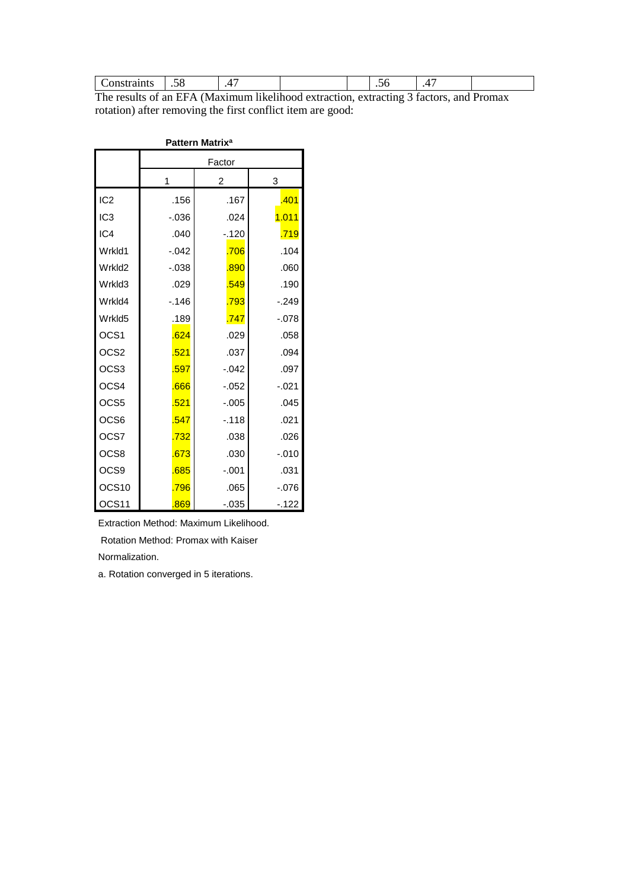| | | | | | | | |
|---|---|---|---|---|---|---|---|
| Constraints | .58 | .47 | | | .56 | .47 | |

The results of an EFA (Maximum likelihood extraction, extracting 3 factors, and Promax rotation) after removing the first conflict item are good:

**Pattern Matrix[a]**

| | Factor | | |
|---|---|---|---|
| | 1 | 2 | 3 |
| IC2 | .156 | .167 | .401 |
| IC3 | -.036 | .024 | 1.011 |
| IC4 | .040 | -.120 | .719 |
| Wrkld1 | -.042 | .706 | .104 |
| Wrkld2 | -.038 | .890 | .060 |
| Wrkld3 | .029 | .549 | .190 |
| Wrkld4 | -.146 | .793 | -.249 |
| Wrkld5 | .189 | .747 | -.078 |
| OCS1 | .624 | .029 | .058 |
| OCS2 | .521 | .037 | .094 |
| OCS3 | .597 | -.042 | .097 |
| OCS4 | .666 | -.052 | -.021 |
| OCS5 | .521 | -.005 | .045 |
| OCS6 | .547 | -.118 | .021 |
| OCS7 | .732 | .038 | .026 |
| OCS8 | .673 | .030 | -.010 |
| OCS9 | .685 | -.001 | .031 |
| OCS10 | .796 | .065 | -.076 |
| OCS11 | .869 | -.035 | -.122 |

Extraction Method: Maximum Likelihood.

Rotation Method: Promax with Kaiser Normalization.

a. Rotation converged in 5 iterations.